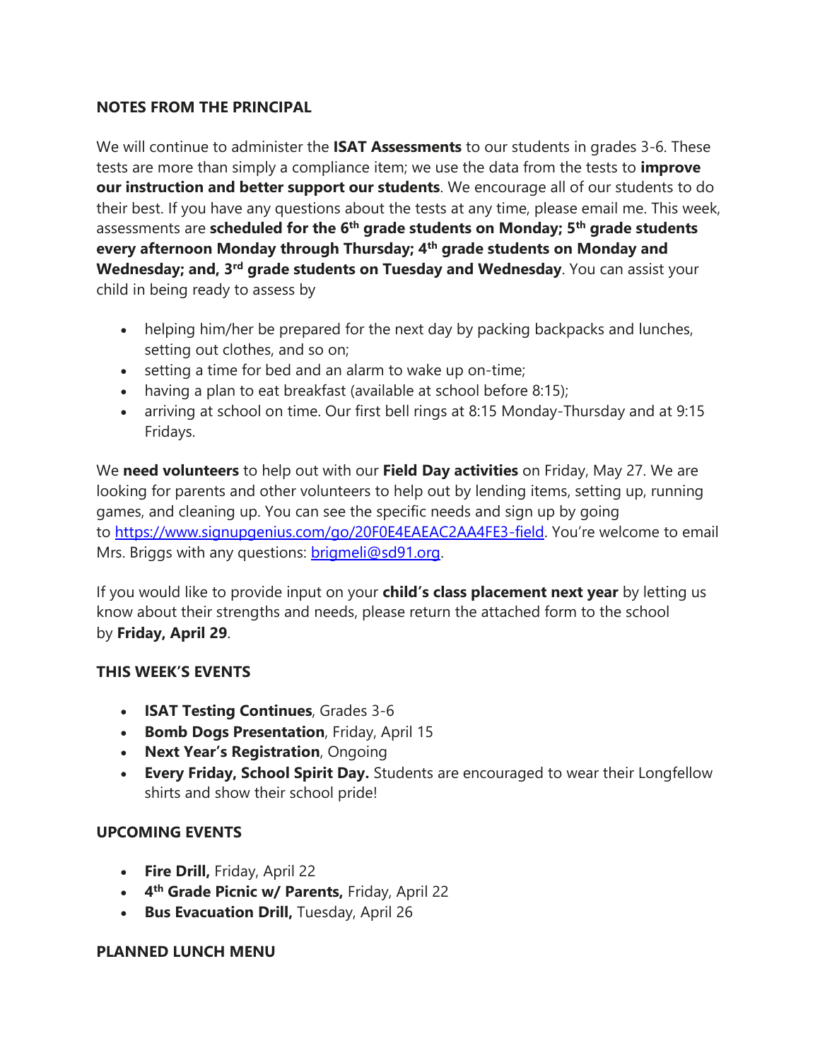## NOTES FROM THE PRINCIPAL

We will continue to administer the **ISAT Assessments** to our students in grades 3-6. These tests are more than simply a compliance item; we use the data from the tests to **improve our instruction and better support our students**. We encourage all of our students to do their best. If you have any questions about the tests at any time, please email me. This week, assessments are **scheduled for the 6th grade students on Monday; 5th grade students every afternoon Monday through Thursday; 4th grade students on Monday and Wednesday; and, 3rd grade students on Tuesday and Wednesday**. You can assist your child in being ready to assess by

- helping him/her be prepared for the next day by packing backpacks and lunches, setting out clothes, and so on;
- setting a time for bed and an alarm to wake up on-time;
- having a plan to eat breakfast (available at school before 8:15);
- arriving at school on time. Our first bell rings at 8:15 Monday-Thursday and at 9:15 Fridays.

We **need volunteers** to help out with our **Field Day activities** on Friday, May 27. We are looking for parents and other volunteers to help out by lending items, setting up, running games, and cleaning up. You can see the specific needs and sign up by going to [https://www.signupgenius.com/go/20F0E4EAEAC2AA4FE3-field](https://www.signupgenius.com/go/20F0E4EAEAC2AA4FE3-field). You're welcome to email Mrs. Briggs with any questions: [brigmeli@sd91.org](mailto:brigmeli@sd91.org).

If you would like to provide input on your **child's class placement next year** by letting us know about their strengths and needs, please return the attached form to the school by **Friday, April 29**.

## THIS WEEK'S EVENTS

- **ISAT Testing Continues**, Grades 3-6
- **Bomb Dogs Presentation**, Friday, April 15
- **Next Year's Registration**, Ongoing
- **Every Friday, School Spirit Day.** Students are encouraged to wear their Longfellow shirts and show their school pride!

## UPCOMING EVENTS

- **Fire Drill,** Friday, April 22
- **4th Grade Picnic w/ Parents,** Friday, April 22
- **Bus Evacuation Drill,** Tuesday, April 26

## PLANNED LUNCH MENU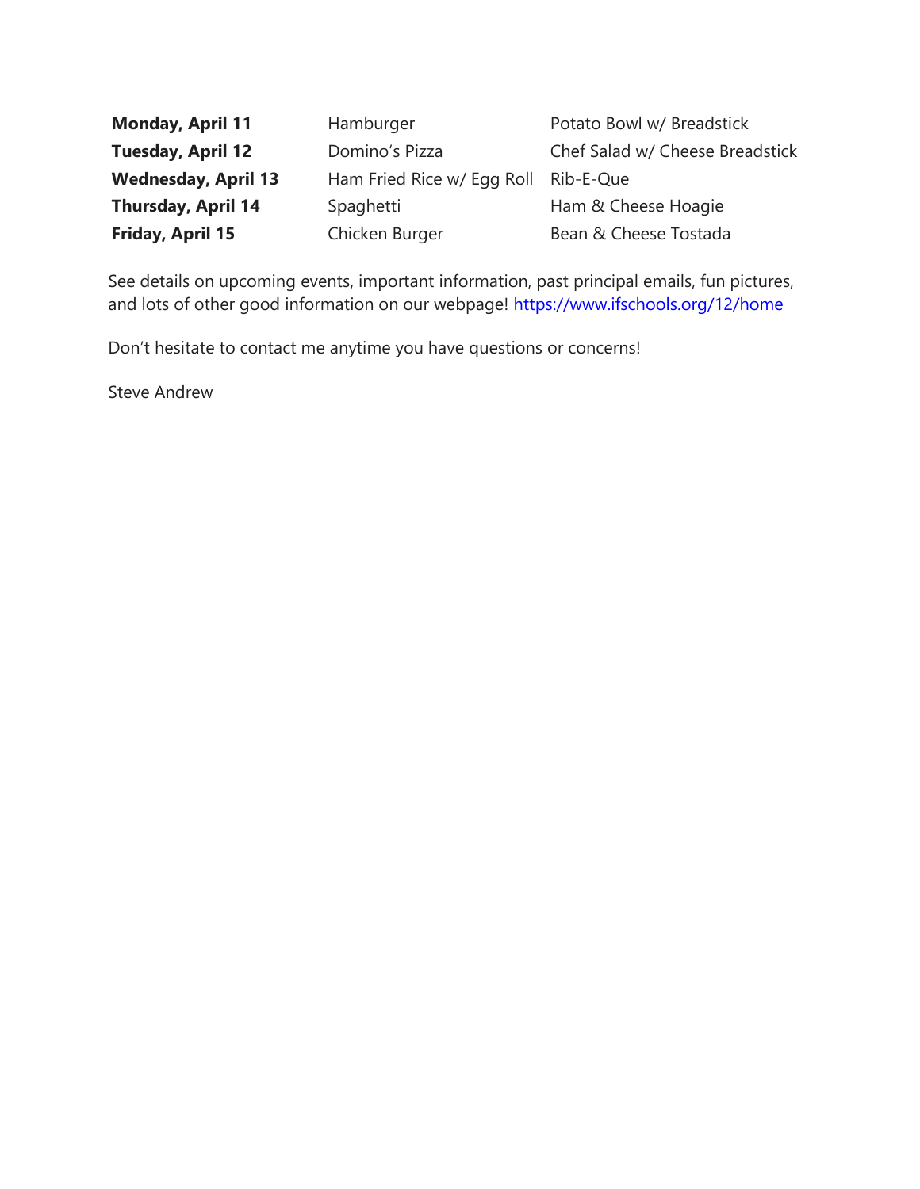| | | |
|---|---|---|
| **Monday, April 11** | Hamburger | Potato Bowl w/ Breadstick |
| **Tuesday, April 12** | Domino's Pizza | Chef Salad w/ Cheese Breadstick |
| **Wednesday, April 13** | Ham Fried Rice w/ Egg Roll | Rib-E-Que |
| **Thursday, April 14** | Spaghetti | Ham & Cheese Hoagie |
| **Friday, April 15** | Chicken Burger | Bean & Cheese Tostada |

See details on upcoming events, important information, past principal emails, fun pictures, and lots of other good information on our webpage! https://www.ifschools.org/12/home

Don't hesitate to contact me anytime you have questions or concerns!

Steve Andrew